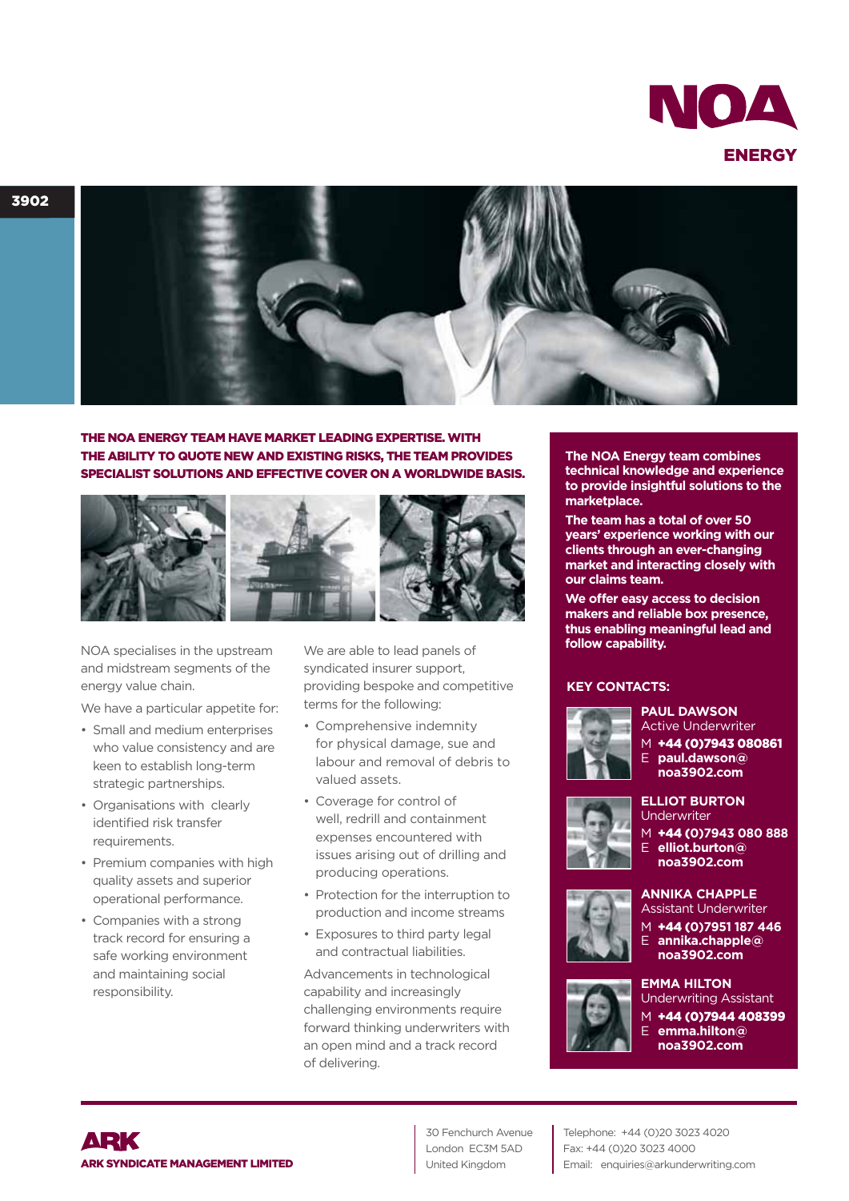# NOA ENERGY

3902

**THE NOA ENERGY TEAM HAVE MARKET LEADING EXPERTISE. WITH THE ABILITY TO QUOTE NEW AND EXISTING RISKS, THE TEAM PROVIDES SPECIALIST SOLUTIONS AND EFFECTIVE COVER ON A WORLDWIDE BASIS.**

NOA specialises in the upstream and midstream segments of the energy value chain.

We have a particular appetite for:

- Small and medium enterprises who value consistency and are keen to establish long-term strategic partnerships.
- Organisations with clearly identified risk transfer requirements.
- Premium companies with high quality assets and superior operational performance.
- Companies with a strong track record for ensuring a safe working environment and maintaining social responsibility.

We are able to lead panels of syndicated insurer support, providing bespoke and competitive terms for the following:

- Comprehensive indemnity for physical damage, sue and labour and removal of debris to valued assets.
- Coverage for control of well, redrill and containment expenses encountered with issues arising out of drilling and producing operations.
- Protection for the interruption to production and income streams
- Exposures to third party legal and contractual liabilities.

Advancements in technological capability and increasingly challenging environments require forward thinking underwriters with an open mind and a track record of delivering.

**The NOA Energy team combines technical knowledge and experience to provide insightful solutions to the marketplace.**

**The team has a total of over 50 years' experience working with our clients through an ever-changing market and interacting closely with our claims team.**

**We offer easy access to decision makers and reliable box presence, thus enabling meaningful lead and follow capability.**

## KEY CONTACTS:

**PAUL DAWSON**
Active Underwriter
M **+44 (0)7943 080861**
E **paul.dawson@noa3902.com**

**ELLIOT BURTON**
Underwriter
M **+44 (0)7943 080 888**
E **elliot.burton@noa3902.com**

**ANNIKA CHAPPLE**
Assistant Underwriter
M **+44 (0)7951 187 446**
E **annika.chapple@noa3902.com**

**EMMA HILTON**
Underwriting Assistant
M **+44 (0)7944 408399**
E **emma.hilton@noa3902.com**

---

**ARK**
**ARK SYNDICATE MANAGEMENT LIMITED**

30 Fenchurch Avenue
London EC3M 5AD
United Kingdom

Telephone: +44 (0)20 3023 4020
Fax: +44 (0)20 3023 4000
Email: enquiries@arkunderwriting.com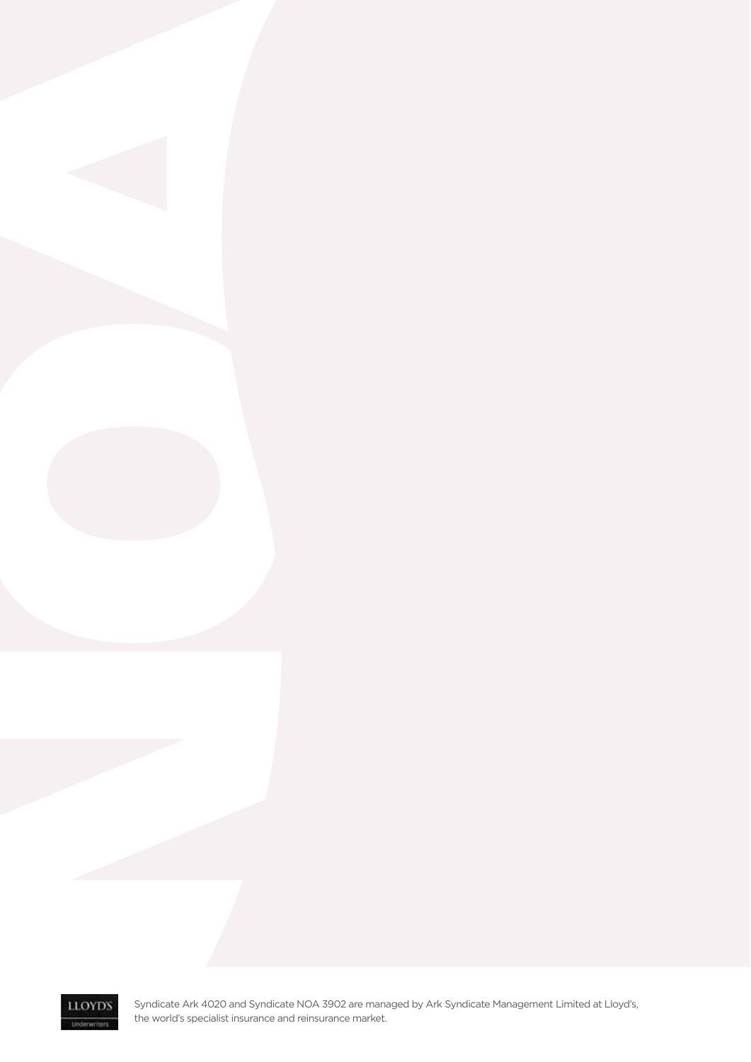Syndicate Ark 4020 and Syndicate NOA 3902 are managed by Ark Syndicate Management Limited at Lloyd's, the world's specialist insurance and reinsurance market.